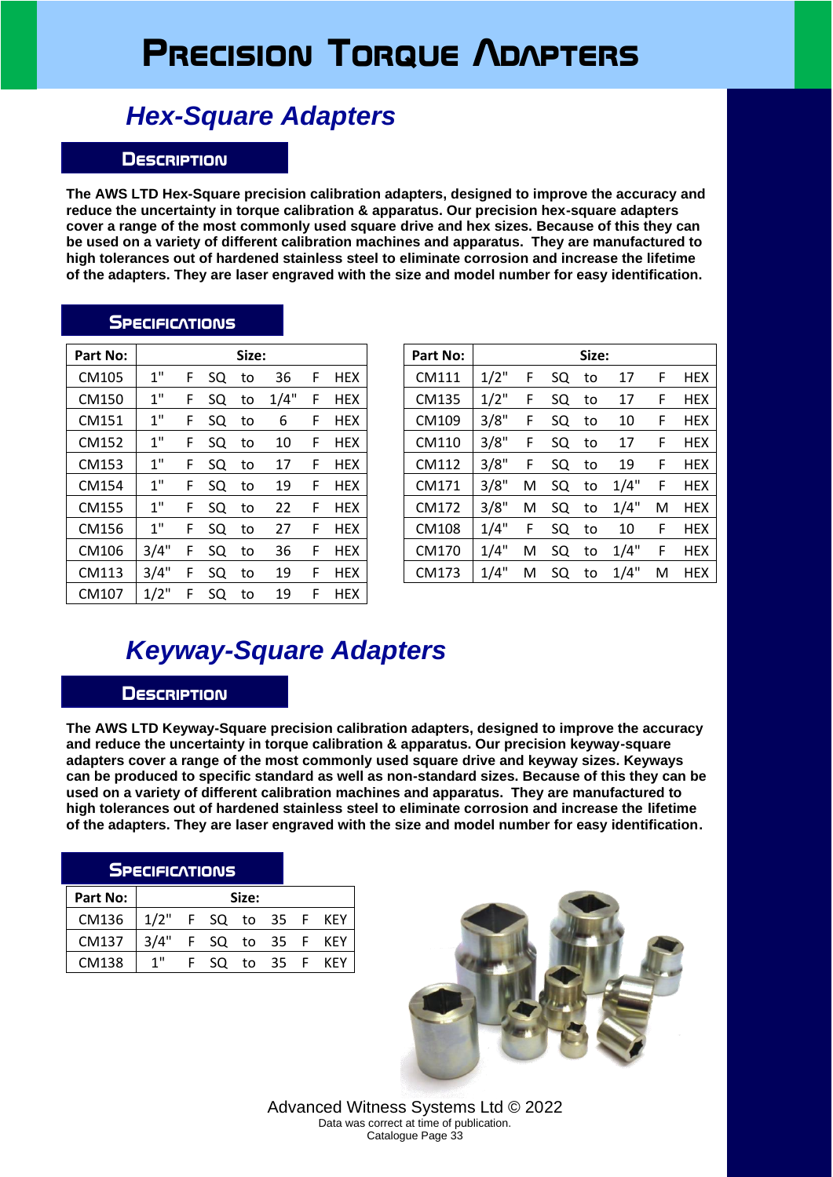# Precision Torque Adapters

## Hex-Square Adapters

### Description

**The AWS LTD Hex-Square precision calibration adapters, designed to improve the accuracy and reduce the uncertainty in torque calibration & apparatus. Our precision hex-square adapters cover a range of the most commonly used square drive and hex sizes. Because of this they can be used on a variety of different calibration machines and apparatus. They are manufactured to high tolerances out of hardened stainless steel to eliminate corrosion and increase the lifetime of the adapters. They are laser engraved with the size and model number for easy identification.**

### Specifications

| Part No: | Size: | | | | | | |
|---|---|---|---|---|---|---|---|
| CM105 | 1" | F | SQ | to | 36 | F | HEX |
| CM150 | 1" | F | SQ | to | 1/4" | F | HEX |
| CM151 | 1" | F | SQ | to | 6 | F | HEX |
| CM152 | 1" | F | SQ | to | 10 | F | HEX |
| CM153 | 1" | F | SQ | to | 17 | F | HEX |
| CM154 | 1" | F | SQ | to | 19 | F | HEX |
| CM155 | 1" | F | SQ | to | 22 | F | HEX |
| CM156 | 1" | F | SQ | to | 27 | F | HEX |
| CM106 | 3/4" | F | SQ | to | 36 | F | HEX |
| CM113 | 3/4" | F | SQ | to | 19 | F | HEX |
| CM107 | 1/2" | F | SQ | to | 19 | F | HEX |

| Part No: | Size: | | | | | | |
|---|---|---|---|---|---|---|---|
| CM111 | 1/2" | F | SQ | to | 17 | F | HEX |
| CM135 | 1/2" | F | SQ | to | 17 | F | HEX |
| CM109 | 3/8" | F | SQ | to | 10 | F | HEX |
| CM110 | 3/8" | F | SQ | to | 17 | F | HEX |
| CM112 | 3/8" | F | SQ | to | 19 | F | HEX |
| CM171 | 3/8" | M | SQ | to | 1/4" | F | HEX |
| CM172 | 3/8" | M | SQ | to | 1/4" | M | HEX |
| CM108 | 1/4" | F | SQ | to | 10 | F | HEX |
| CM170 | 1/4" | M | SQ | to | 1/4" | F | HEX |
| CM173 | 1/4" | M | SQ | to | 1/4" | M | HEX |

## Keyway-Square Adapters

### Description

**The AWS LTD Keyway-Square precision calibration adapters, designed to improve the accuracy and reduce the uncertainty in torque calibration & apparatus. Our precision keyway-square adapters cover a range of the most commonly used square drive and keyway sizes. Keyways can be produced to specific standard as well as non-standard sizes. Because of this they can be used on a variety of different calibration machines and apparatus. They are manufactured to high tolerances out of hardened stainless steel to eliminate corrosion and increase the lifetime of the adapters. They are laser engraved with the size and model number for easy identification.**

### Specifications

| Part No: | Size: | | | | | | |
|---|---|---|---|---|---|---|---|
| CM136 | 1/2" | F | SQ | to | 35 | F | KEY |
| CM137 | 3/4" | F | SQ | to | 35 | F | KEY |
| CM138 | 1" | F | SQ | to | 35 | F | KEY |

Advanced Witness Systems Ltd © 2022
Data was correct at time of publication.
Catalogue Page 33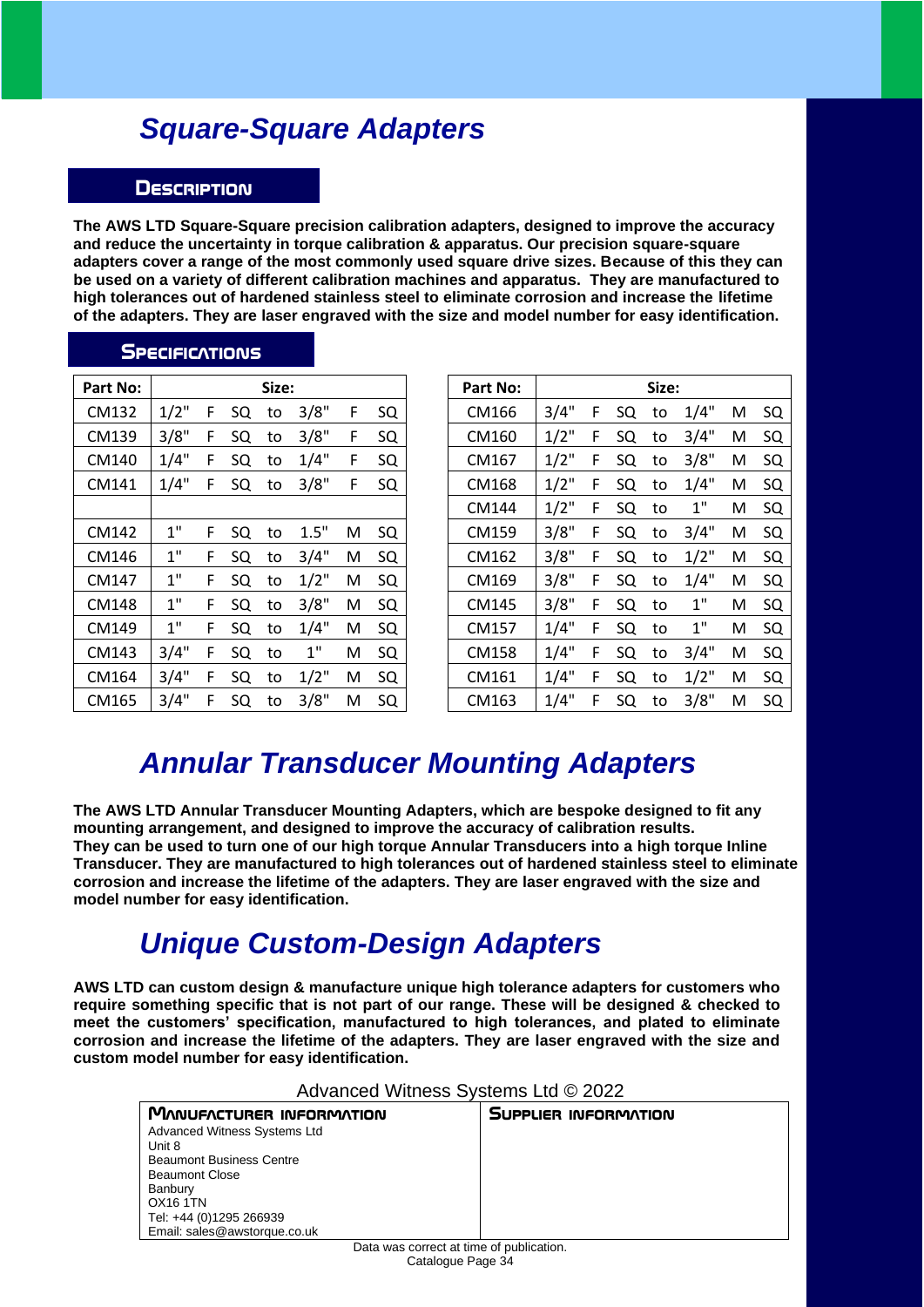# Square-Square Adapters

## Description

**The AWS LTD Square-Square precision calibration adapters, designed to improve the accuracy and reduce the uncertainty in torque calibration & apparatus. Our precision square-square adapters cover a range of the most commonly used square drive sizes. Because of this they can be used on a variety of different calibration machines and apparatus. They are manufactured to high tolerances out of hardened stainless steel to eliminate corrosion and increase the lifetime of the adapters. They are laser engraved with the size and model number for easy identification.**

## Specifications

| Part No: | Size: | | | | | | |
|---|---|---|---|---|---|---|---|
| CM132 | 1/2" | F | SQ | to | 3/8" | F | SQ |
| CM139 | 3/8" | F | SQ | to | 3/8" | F | SQ |
| CM140 | 1/4" | F | SQ | to | 1/4" | F | SQ |
| CM141 | 1/4" | F | SQ | to | 3/8" | F | SQ |
| | | | | | | | |
| CM142 | 1" | F | SQ | to | 1.5" | M | SQ |
| CM146 | 1" | F | SQ | to | 3/4" | M | SQ |
| CM147 | 1" | F | SQ | to | 1/2" | M | SQ |
| CM148 | 1" | F | SQ | to | 3/8" | M | SQ |
| CM149 | 1" | F | SQ | to | 1/4" | M | SQ |
| CM143 | 3/4" | F | SQ | to | 1" | M | SQ |
| CM164 | 3/4" | F | SQ | to | 1/2" | M | SQ |
| CM165 | 3/4" | F | SQ | to | 3/8" | M | SQ |

| Part No: | Size: | | | | | | |
|---|---|---|---|---|---|---|---|
| CM166 | 3/4" | F | SQ | to | 1/4" | M | SQ |
| CM160 | 1/2" | F | SQ | to | 3/4" | M | SQ |
| CM167 | 1/2" | F | SQ | to | 3/8" | M | SQ |
| CM168 | 1/2" | F | SQ | to | 1/4" | M | SQ |
| CM144 | 1/2" | F | SQ | to | 1" | M | SQ |
| CM159 | 3/8" | F | SQ | to | 3/4" | M | SQ |
| CM162 | 3/8" | F | SQ | to | 1/2" | M | SQ |
| CM169 | 3/8" | F | SQ | to | 1/4" | M | SQ |
| CM145 | 3/8" | F | SQ | to | 1" | M | SQ |
| CM157 | 1/4" | F | SQ | to | 1" | M | SQ |
| CM158 | 1/4" | F | SQ | to | 3/4" | M | SQ |
| CM161 | 1/4" | F | SQ | to | 1/2" | M | SQ |
| CM163 | 1/4" | F | SQ | to | 3/8" | M | SQ |

# Annular Transducer Mounting Adapters

**The AWS LTD Annular Transducer Mounting Adapters, which are bespoke designed to fit any mounting arrangement, and designed to improve the accuracy of calibration results. They can be used to turn one of our high torque Annular Transducers into a high torque Inline Transducer. They are manufactured to high tolerances out of hardened stainless steel to eliminate corrosion and increase the lifetime of the adapters. They are laser engraved with the size and model number for easy identification.**

# Unique Custom-Design Adapters

**AWS LTD can custom design & manufacture unique high tolerance adapters for customers who require something specific that is not part of our range. These will be designed & checked to meet the customers' specification, manufactured to high tolerances, and plated to eliminate corrosion and increase the lifetime of the adapters. They are laser engraved with the size and custom model number for easy identification.**

Advanced Witness Systems Ltd © 2022

| Manufacturer Information | Supplier Information |
|---|---|
| Advanced Witness Systems Ltd<br>Unit 8<br>Beaumont Business Centre<br>Beaumont Close<br>Banbury<br>OX16 1TN<br>Tel: +44 (0)1295 266939<br>Email: sales@awstorque.co.uk | |

Data was correct at time of publication.